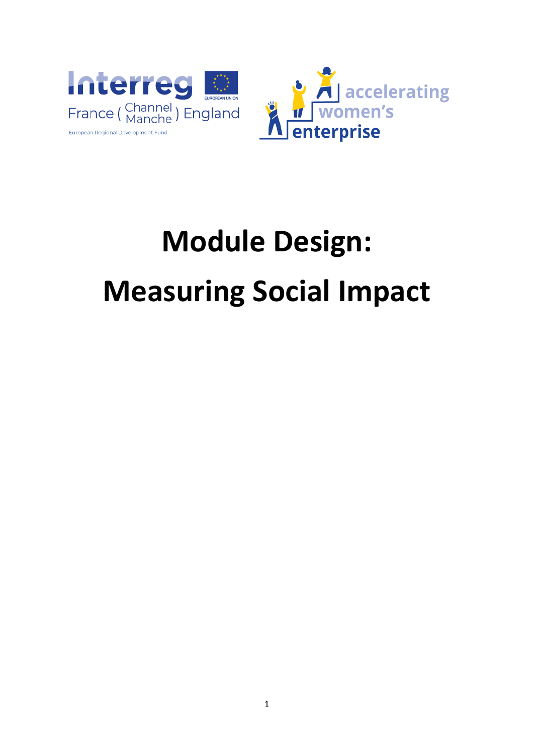# Module Design:

# Measuring Social Impact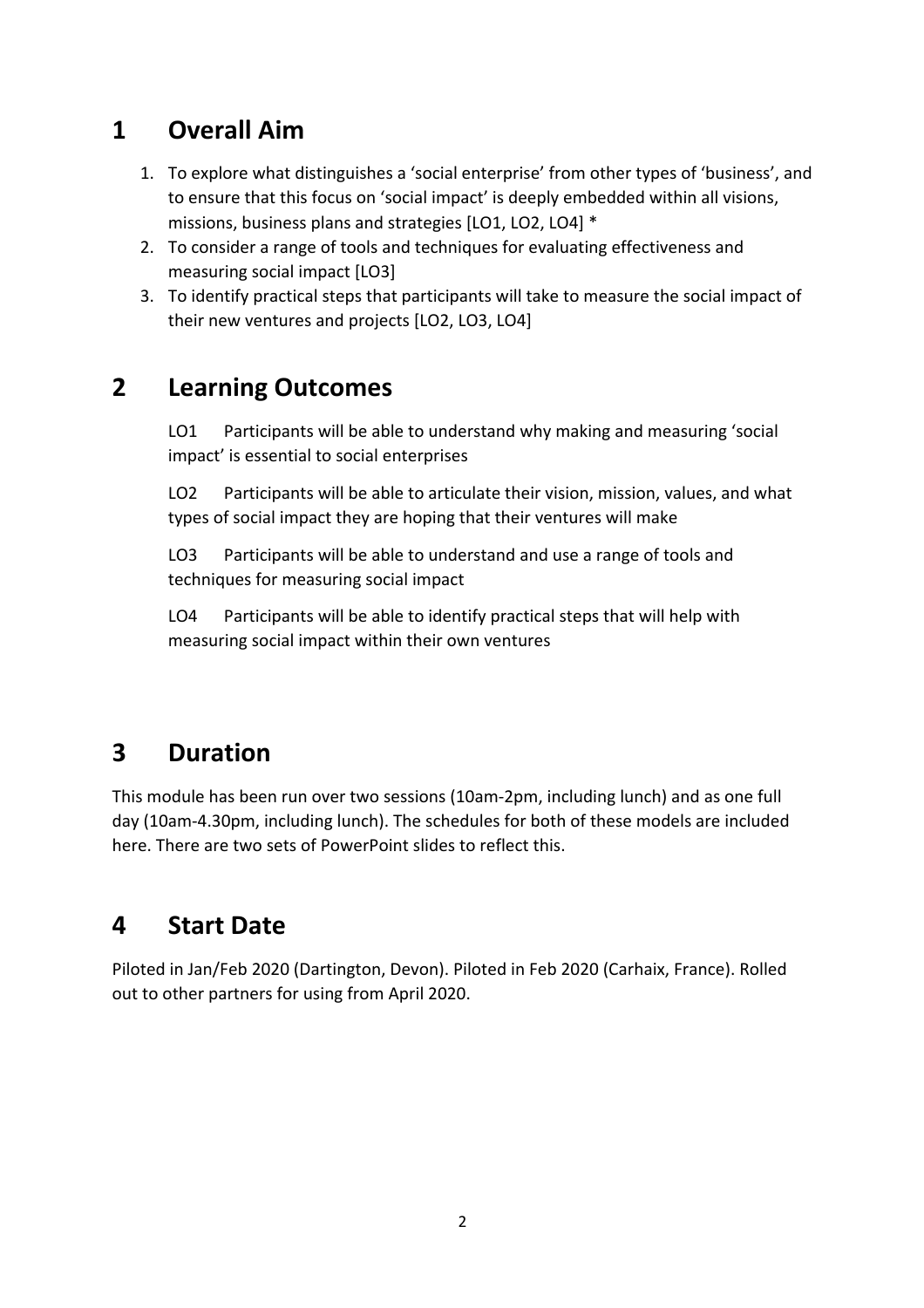# 1 Overall Aim

1. To explore what distinguishes a 'social enterprise' from other types of 'business', and to ensure that this focus on 'social impact' is deeply embedded within all visions, missions, business plans and strategies [LO1, LO2, LO4] *
2. To consider a range of tools and techniques for evaluating effectiveness and measuring social impact [LO3]
3. To identify practical steps that participants will take to measure the social impact of their new ventures and projects [LO2, LO3, LO4]

# 2 Learning Outcomes

LO1 Participants will be able to understand why making and measuring 'social impact' is essential to social enterprises

LO2 Participants will be able to articulate their vision, mission, values, and what types of social impact they are hoping that their ventures will make

LO3 Participants will be able to understand and use a range of tools and techniques for measuring social impact

LO4 Participants will be able to identify practical steps that will help with measuring social impact within their own ventures

# 3 Duration

This module has been run over two sessions (10am-2pm, including lunch) and as one full day (10am-4.30pm, including lunch). The schedules for both of these models are included here. There are two sets of PowerPoint slides to reflect this.

# 4 Start Date

Piloted in Jan/Feb 2020 (Dartington, Devon). Piloted in Feb 2020 (Carhaix, France). Rolled out to other partners for using from April 2020.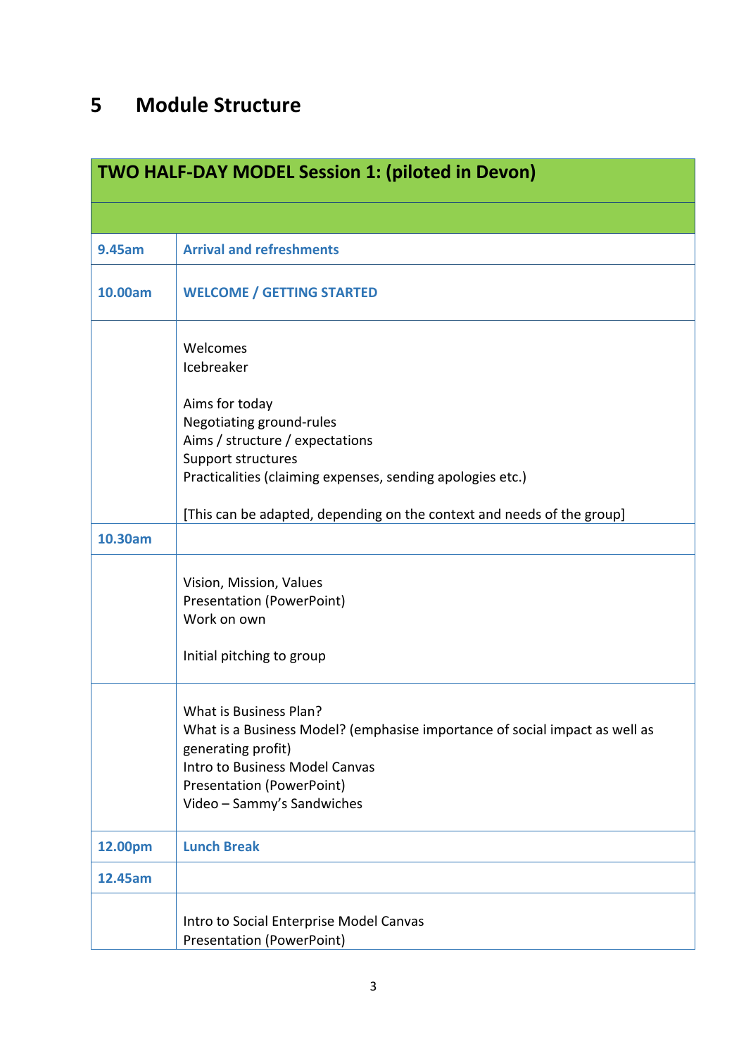# 5 Module Structure

| TWO HALF-DAY MODEL Session 1: (piloted in Devon) | |
|---|---|
| | |
| **9.45am** | **Arrival and refreshments** |
| **10.00am** | **WELCOME / GETTING STARTED** |
| | Welcomes<br>Icebreaker<br><br>Aims for today<br>Negotiating ground-rules<br>Aims / structure / expectations<br>Support structures<br>Practicalities (claiming expenses, sending apologies etc.)<br><br>[This can be adapted, depending on the context and needs of the group] |
| **10.30am** | |
| | Vision, Mission, Values<br>Presentation (PowerPoint)<br>Work on own<br><br>Initial pitching to group |
| | What is Business Plan?<br>What is a Business Model? (emphasise importance of social impact as well as generating profit)<br>Intro to Business Model Canvas<br>Presentation (PowerPoint)<br>Video – Sammy's Sandwiches |
| **12.00pm** | **Lunch Break** |
| **12.45am** | |
| | Intro to Social Enterprise Model Canvas<br>Presentation (PowerPoint) |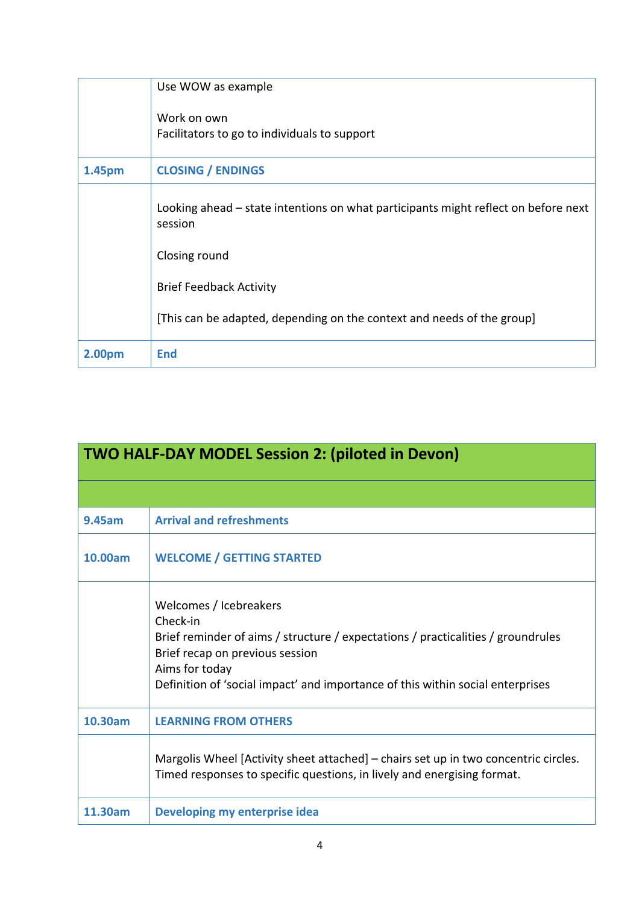| | |
|---|---|
| | Use WOW as example<br><br>Work on own<br>Facilitators to go to individuals to support |
| **1.45pm** | **CLOSING / ENDINGS** |
| | Looking ahead – state intentions on what participants might reflect on before next session<br><br>Closing round<br><br>Brief Feedback Activity<br><br>[This can be adapted, depending on the context and needs of the group] |
| **2.00pm** | **End** |

| **TWO HALF-DAY MODEL Session 2: (piloted in Devon)** | |
|---|---|
| | |
| **9.45am** | **Arrival and refreshments** |
| **10.00am** | **WELCOME / GETTING STARTED** |
| | Welcomes / Icebreakers<br>Check-in<br>Brief reminder of aims / structure / expectations / practicalities / groundrules<br>Brief recap on previous session<br>Aims for today<br>Definition of 'social impact' and importance of this within social enterprises |
| **10.30am** | **LEARNING FROM OTHERS** |
| | Margolis Wheel [Activity sheet attached] – chairs set up in two concentric circles. Timed responses to specific questions, in lively and energising format. |
| **11.30am** | **Developing my enterprise idea** |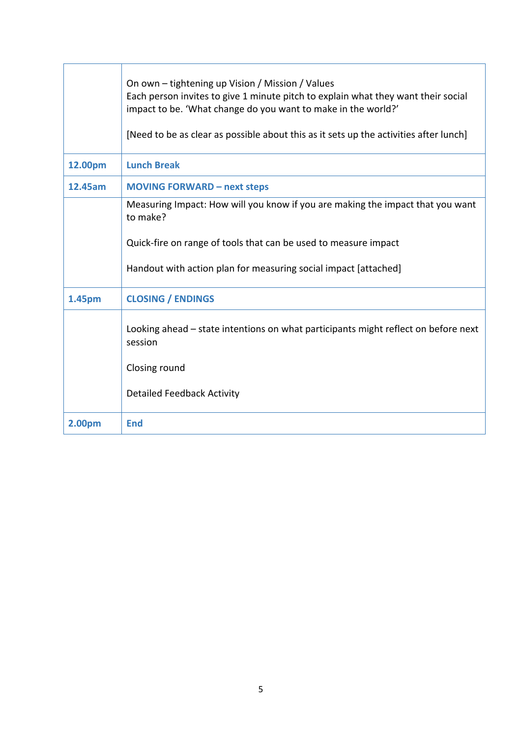| | |
|---|---|
| | On own – tightening up Vision / Mission / Values<br>Each person invites to give 1 minute pitch to explain what they want their social impact to be. 'What change do you want to make in the world?'<br><br>[Need to be as clear as possible about this as it sets up the activities after lunch] |
| **12.00pm** | **Lunch Break** |
| **12.45am** | **MOVING FORWARD – next steps** |
| | Measuring Impact: How will you know if you are making the impact that you want to make?<br><br>Quick-fire on range of tools that can be used to measure impact<br><br>Handout with action plan for measuring social impact [attached] |
| **1.45pm** | **CLOSING / ENDINGS** |
| | Looking ahead – state intentions on what participants might reflect on before next session<br><br>Closing round<br><br>Detailed Feedback Activity |
| **2.00pm** | **End** |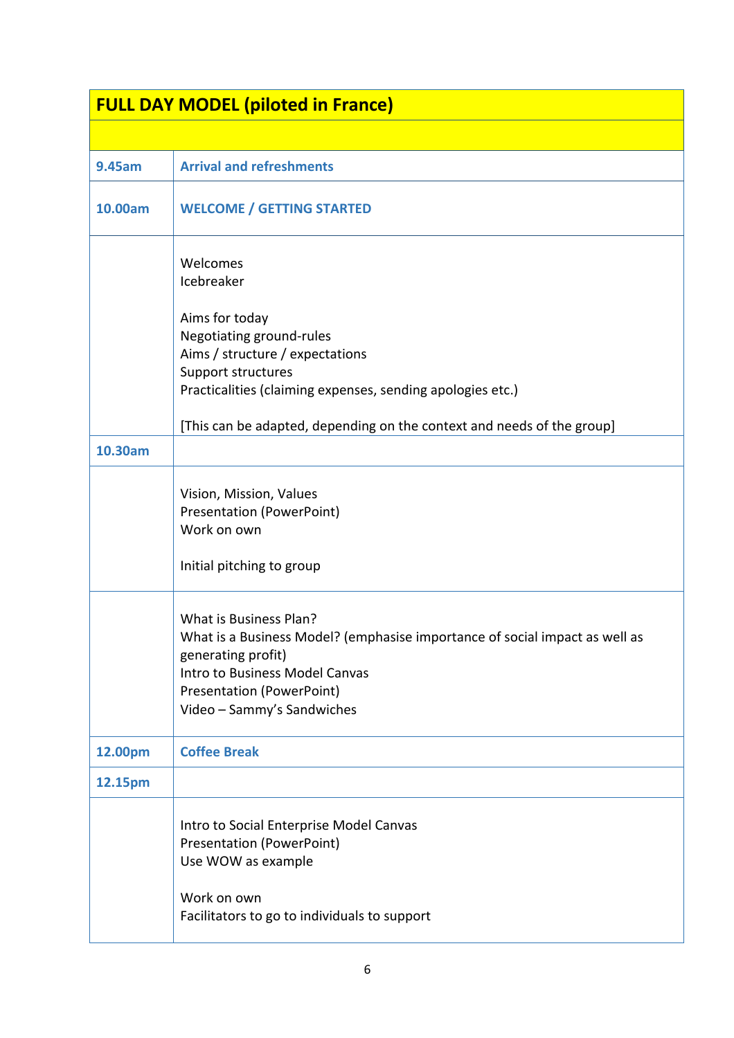| FULL DAY MODEL (piloted in France) | |
|---|---|
| | |
| **9.45am** | **Arrival and refreshments** |
| **10.00am** | **WELCOME / GETTING STARTED** |
| | Welcomes<br>Icebreaker<br><br>Aims for today<br>Negotiating ground-rules<br>Aims / structure / expectations<br>Support structures<br>Practicalities (claiming expenses, sending apologies etc.)<br><br>[This can be adapted, depending on the context and needs of the group] |
| **10.30am** | |
| | Vision, Mission, Values<br>Presentation (PowerPoint)<br>Work on own<br><br>Initial pitching to group |
| | What is Business Plan?<br>What is a Business Model? (emphasise importance of social impact as well as generating profit)<br>Intro to Business Model Canvas<br>Presentation (PowerPoint)<br>Video – Sammy's Sandwiches |
| **12.00pm** | **Coffee Break** |
| **12.15pm** | |
| | Intro to Social Enterprise Model Canvas<br>Presentation (PowerPoint)<br>Use WOW as example<br><br>Work on own<br>Facilitators to go to individuals to support |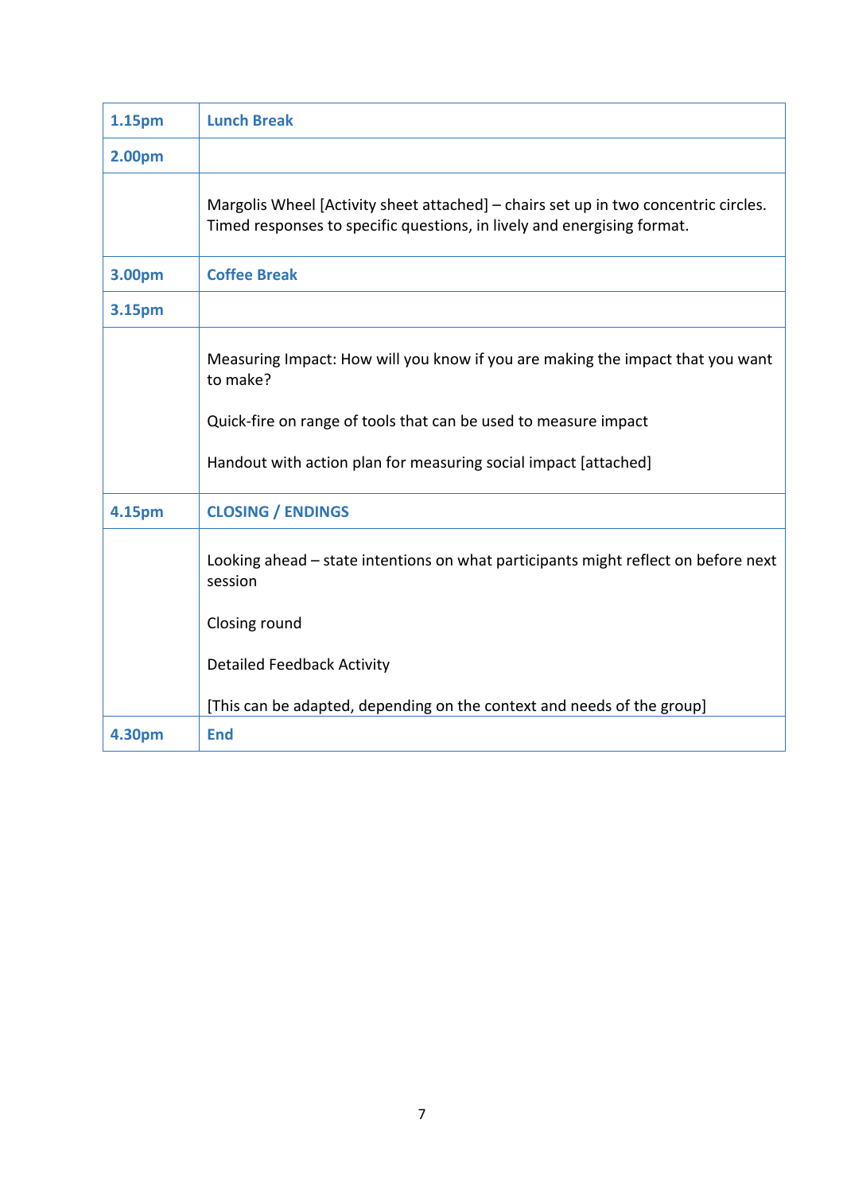| 1.15pm | **Lunch Break** |
|---|---|
| **2.00pm** | |
| | Margolis Wheel [Activity sheet attached] – chairs set up in two concentric circles. Timed responses to specific questions, in lively and energising format. |
| **3.00pm** | **Coffee Break** |
| **3.15pm** | |
| | Measuring Impact: How will you know if you are making the impact that you want to make?<br><br>Quick-fire on range of tools that can be used to measure impact<br><br>Handout with action plan for measuring social impact [attached] |
| **4.15pm** | **CLOSING / ENDINGS** |
| | Looking ahead – state intentions on what participants might reflect on before next session<br><br>Closing round<br><br>Detailed Feedback Activity<br><br>[This can be adapted, depending on the context and needs of the group] |
| **4.30pm** | **End** |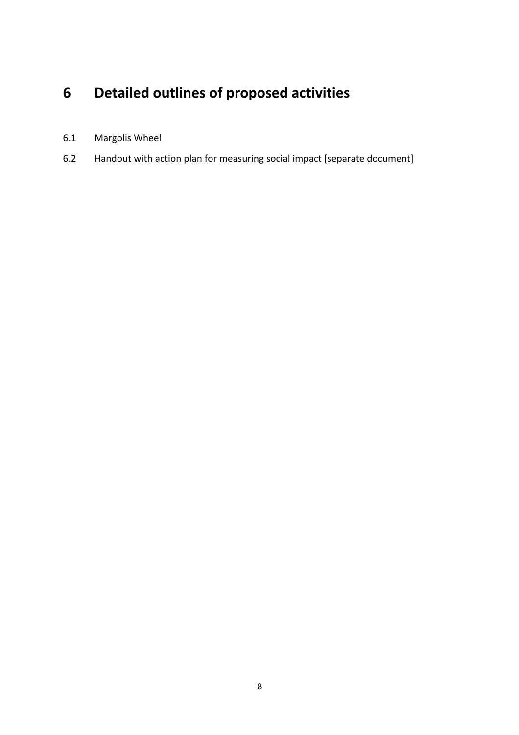# 6 Detailed outlines of proposed activities

6.1 Margolis Wheel

6.2 Handout with action plan for measuring social impact [separate document]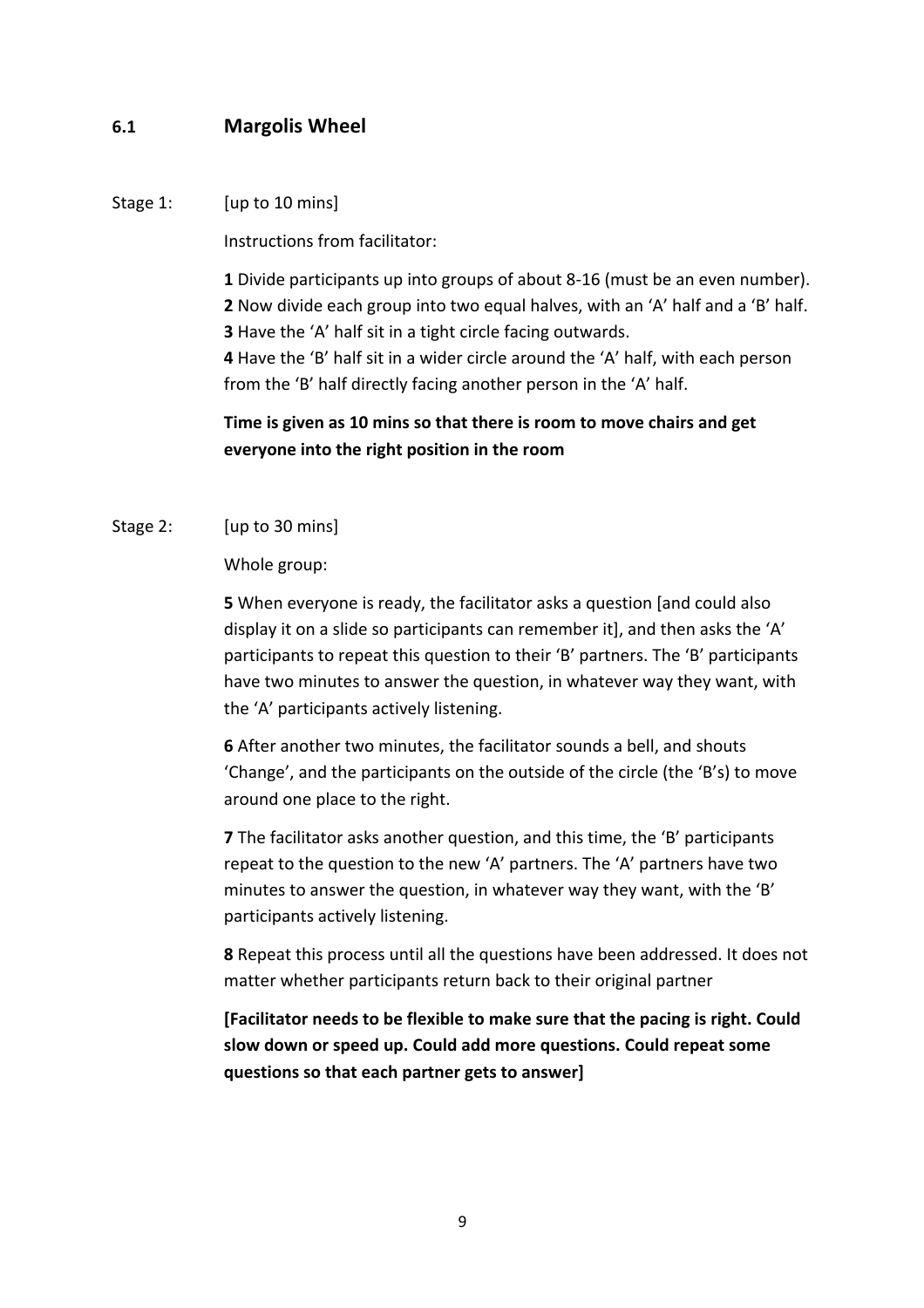## 6.1 Margolis Wheel

Stage 1: [up to 10 mins]

Instructions from facilitator:

**1** Divide participants up into groups of about 8-16 (must be an even number).
**2** Now divide each group into two equal halves, with an 'A' half and a 'B' half.
**3** Have the 'A' half sit in a tight circle facing outwards.
**4** Have the 'B' half sit in a wider circle around the 'A' half, with each person from the 'B' half directly facing another person in the 'A' half.

**Time is given as 10 mins so that there is room to move chairs and get everyone into the right position in the room**

Stage 2: [up to 30 mins]

Whole group:

**5** When everyone is ready, the facilitator asks a question [and could also display it on a slide so participants can remember it], and then asks the 'A' participants to repeat this question to their 'B' partners. The 'B' participants have two minutes to answer the question, in whatever way they want, with the 'A' participants actively listening.

**6** After another two minutes, the facilitator sounds a bell, and shouts 'Change', and the participants on the outside of the circle (the 'B's) to move around one place to the right.

**7** The facilitator asks another question, and this time, the 'B' participants repeat to the question to the new 'A' partners. The 'A' partners have two minutes to answer the question, in whatever way they want, with the 'B' participants actively listening.

**8** Repeat this process until all the questions have been addressed. It does not matter whether participants return back to their original partner

**[Facilitator needs to be flexible to make sure that the pacing is right. Could slow down or speed up. Could add more questions. Could repeat some questions so that each partner gets to answer]**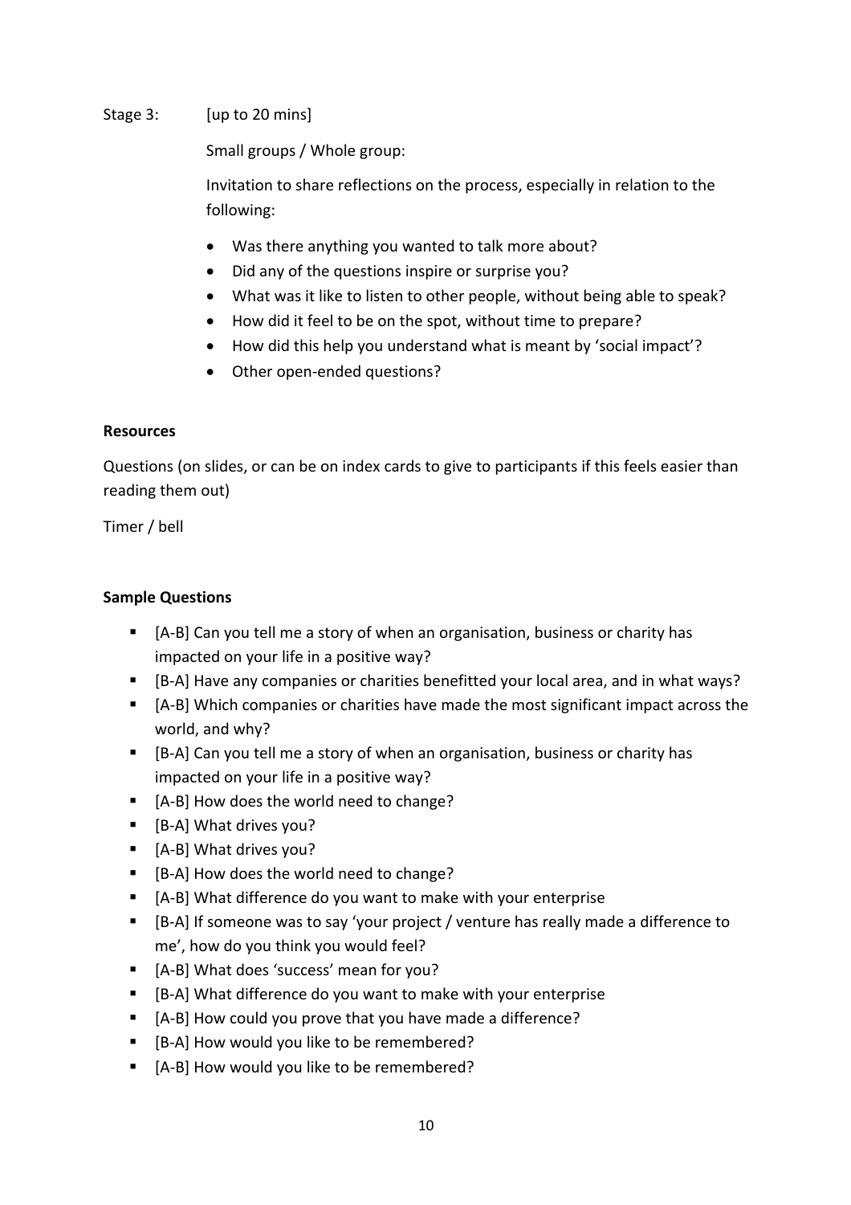Stage 3: [up to 20 mins]

Small groups / Whole group:

Invitation to share reflections on the process, especially in relation to the following:

- Was there anything you wanted to talk more about?
- Did any of the questions inspire or surprise you?
- What was it like to listen to other people, without being able to speak?
- How did it feel to be on the spot, without time to prepare?
- How did this help you understand what is meant by 'social impact'?
- Other open-ended questions?

**Resources**

Questions (on slides, or can be on index cards to give to participants if this feels easier than reading them out)

Timer / bell

**Sample Questions**

- [A-B] Can you tell me a story of when an organisation, business or charity has impacted on your life in a positive way?
- [B-A] Have any companies or charities benefitted your local area, and in what ways?
- [A-B] Which companies or charities have made the most significant impact across the world, and why?
- [B-A] Can you tell me a story of when an organisation, business or charity has impacted on your life in a positive way?
- [A-B] How does the world need to change?
- [B-A] What drives you?
- [A-B] What drives you?
- [B-A] How does the world need to change?
- [A-B] What difference do you want to make with your enterprise
- [B-A] If someone was to say 'your project / venture has really made a difference to me', how do you think you would feel?
- [A-B] What does 'success' mean for you?
- [B-A] What difference do you want to make with your enterprise
- [A-B] How could you prove that you have made a difference?
- [B-A] How would you like to be remembered?
- [A-B] How would you like to be remembered?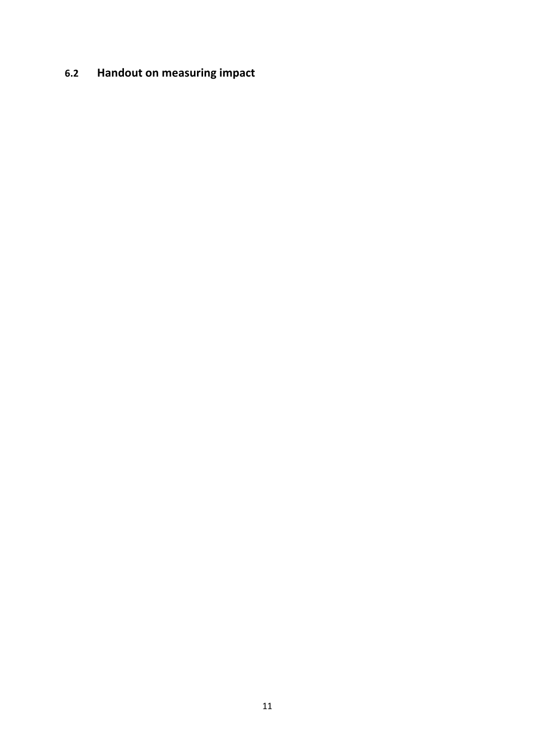## 6.2 Handout on measuring impact